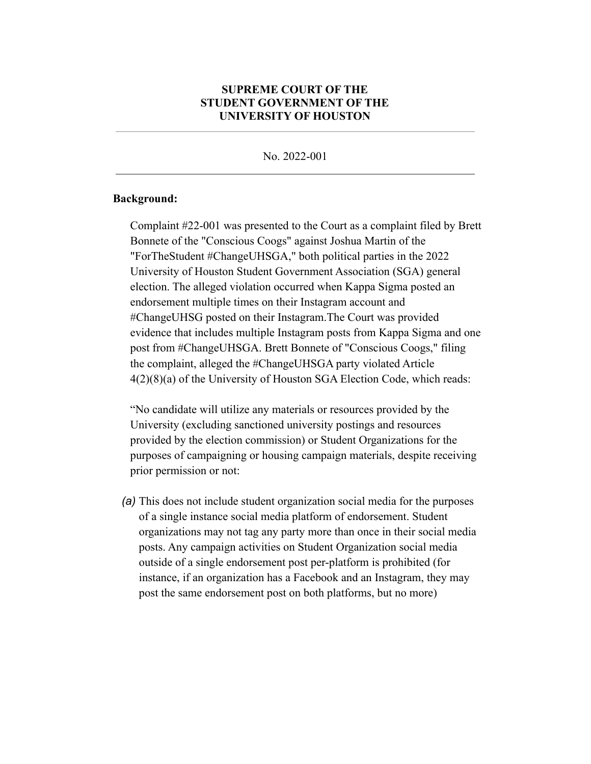# SUPREME COURT OF THE STUDENT GOVERNMENT OF THE UNIVERSITY OF HOUSTON

---

No. 2022-001

---

**Background:**

Complaint #22-001 was presented to the Court as a complaint filed by Brett Bonnete of the "Conscious Coogs" against Joshua Martin of the "ForTheStudent #ChangeUHSGA," both political parties in the 2022 University of Houston Student Government Association (SGA) general election. The alleged violation occurred when Kappa Sigma posted an endorsement multiple times on their Instagram account and #ChangeUHSG posted on their Instagram.The Court was provided evidence that includes multiple Instagram posts from Kappa Sigma and one post from #ChangeUHSGA. Brett Bonnete of "Conscious Coogs," filing the complaint, alleged the #ChangeUHSGA party violated Article 4(2)(8)(a) of the University of Houston SGA Election Code, which reads:

"No candidate will utilize any materials or resources provided by the University (excluding sanctioned university postings and resources provided by the election commission) or Student Organizations for the purposes of campaigning or housing campaign materials, despite receiving prior permission or not:

*(a)* This does not include student organization social media for the purposes of a single instance social media platform of endorsement. Student organizations may not tag any party more than once in their social media posts. Any campaign activities on Student Organization social media outside of a single endorsement post per-platform is prohibited (for instance, if an organization has a Facebook and an Instagram, they may post the same endorsement post on both platforms, but no more)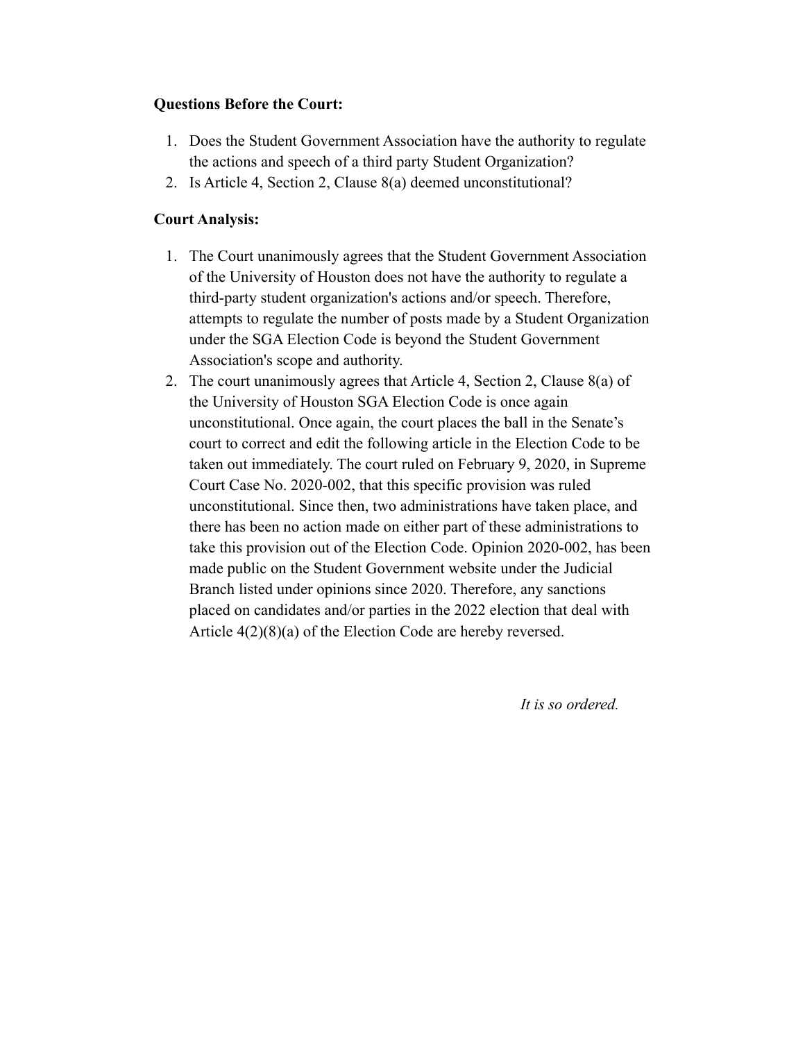**Questions Before the Court:**

1. Does the Student Government Association have the authority to regulate the actions and speech of a third party Student Organization?
2. Is Article 4, Section 2, Clause 8(a) deemed unconstitutional?

**Court Analysis:**

1. The Court unanimously agrees that the Student Government Association of the University of Houston does not have the authority to regulate a third-party student organization's actions and/or speech. Therefore, attempts to regulate the number of posts made by a Student Organization under the SGA Election Code is beyond the Student Government Association's scope and authority.
2. The court unanimously agrees that Article 4, Section 2, Clause 8(a) of the University of Houston SGA Election Code is once again unconstitutional. Once again, the court places the ball in the Senate's court to correct and edit the following article in the Election Code to be taken out immediately. The court ruled on February 9, 2020, in Supreme Court Case No. 2020-002, that this specific provision was ruled unconstitutional. Since then, two administrations have taken place, and there has been no action made on either part of these administrations to take this provision out of the Election Code. Opinion 2020-002, has been made public on the Student Government website under the Judicial Branch listed under opinions since 2020. Therefore, any sanctions placed on candidates and/or parties in the 2022 election that deal with Article 4(2)(8)(a) of the Election Code are hereby reversed.

*It is so ordered.*